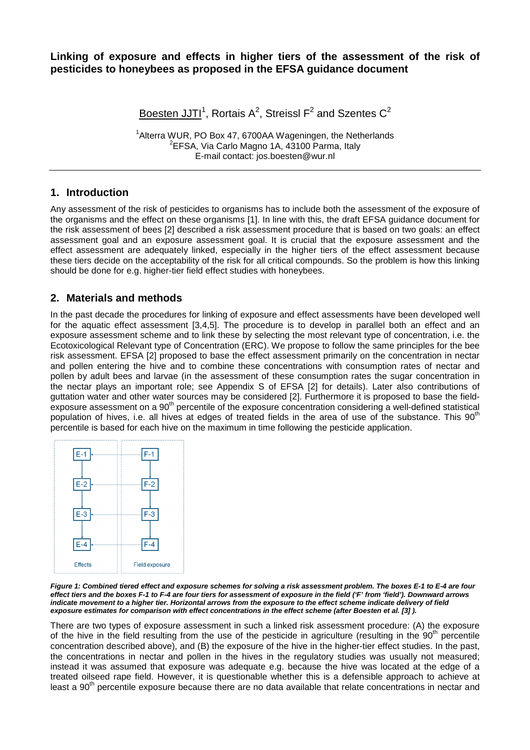# Linking of exposure and effects in higher tiers of the assessment of the risk of pesticides to honeybees as proposed in the EFSA guidance document

Boesten JJTI[1], Rortais A[2], Streissl F[2] and Szentes C[2]

[1]Alterra WUR, PO Box 47, 6700AA Wageningen, the Netherlands
[2]EFSA, Via Carlo Magno 1A, 43100 Parma, Italy
E-mail contact: jos.boesten@wur.nl

## 1. Introduction

Any assessment of the risk of pesticides to organisms has to include both the assessment of the exposure of the organisms and the effect on these organisms [1]. In line with this, the draft EFSA guidance document for the risk assessment of bees [2] described a risk assessment procedure that is based on two goals: an effect assessment goal and an exposure assessment goal. It is crucial that the exposure assessment and the effect assessment are adequately linked, especially in the higher tiers of the effect assessment because these tiers decide on the acceptability of the risk for all critical compounds. So the problem is how this linking should be done for e.g. higher-tier field effect studies with honeybees.

## 2. Materials and methods

In the past decade the procedures for linking of exposure and effect assessments have been developed well for the aquatic effect assessment [3,4,5]. The procedure is to develop in parallel both an effect and an exposure assessment scheme and to link these by selecting the most relevant type of concentration, i.e. the Ecotoxicological Relevant type of Concentration (ERC). We propose to follow the same principles for the bee risk assessment. EFSA [2] proposed to base the effect assessment primarily on the concentration in nectar and pollen entering the hive and to combine these concentrations with consumption rates of nectar and pollen by adult bees and larvae (in the assessment of these consumption rates the sugar concentration in the nectar plays an important role; see Appendix S of EFSA [2] for details). Later also contributions of guttation water and other water sources may be considered [2]. Furthermore it is proposed to base the field-exposure assessment on a 90$^{th}$ percentile of the exposure concentration considering a well-defined statistical population of hives, i.e. all hives at edges of treated fields in the area of use of the substance. This 90$^{th}$ percentile is based for each hive on the maximum in time following the pesticide application.

| Effects | Field exposure |
|---|---|
| E-1 | F-1 |
| E-2 | F-2 |
| E-3 | F-3 |
| E-4 | F-4 |

***Figure 1:** Combined tiered effect and exposure schemes for solving a risk assessment problem. The boxes E-1 to E-4 are four effect tiers and the boxes F-1 to F-4 are four tiers for assessment of exposure in the field ('F' from 'field'). Downward arrows indicate movement to a higher tier. Horizontal arrows from the exposure to the effect scheme indicate delivery of field exposure estimates for comparison with effect concentrations in the effect scheme (after Boesten et al. [3] ).*

There are two types of exposure assessment in such a linked risk assessment procedure: (A) the exposure of the hive in the field resulting from the use of the pesticide in agriculture (resulting in the 90$^{th}$ percentile concentration described above), and (B) the exposure of the hive in the higher-tier effect studies. In the past, the concentrations in nectar and pollen in the hives in the regulatory studies was usually not measured; instead it was assumed that exposure was adequate e.g. because the hive was located at the edge of a treated oilseed rape field. However, it is questionable whether this is a defensible approach to achieve at least a 90$^{th}$ percentile exposure because there are no data available that relate concentrations in nectar and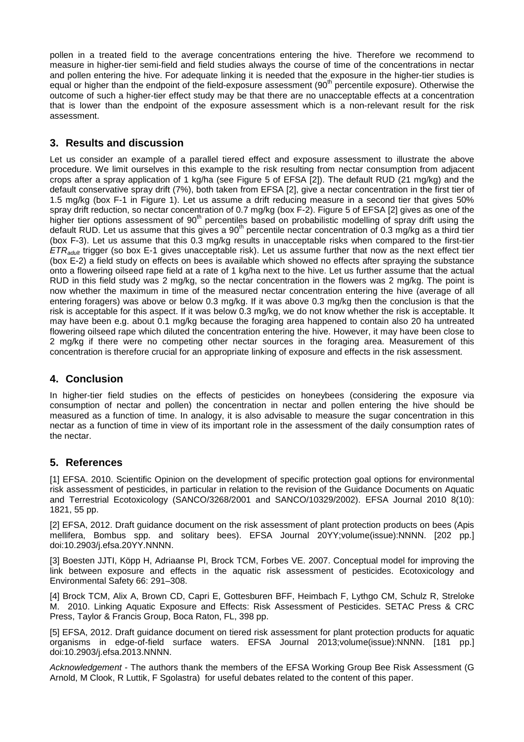pollen in a treated field to the average concentrations entering the hive. Therefore we recommend to measure in higher-tier semi-field and field studies always the course of time of the concentrations in nectar and pollen entering the hive. For adequate linking it is needed that the exposure in the higher-tier studies is equal or higher than the endpoint of the field-exposure assessment ($90^{th}$ percentile exposure). Otherwise the outcome of such a higher-tier effect study may be that there are no unacceptable effects at a concentration that is lower than the endpoint of the exposure assessment which is a non-relevant result for the risk assessment.

## 3. Results and discussion

Let us consider an example of a parallel tiered effect and exposure assessment to illustrate the above procedure. We limit ourselves in this example to the risk resulting from nectar consumption from adjacent crops after a spray application of 1 kg/ha (see Figure 5 of EFSA [2]). The default RUD (21 mg/kg) and the default conservative spray drift (7%), both taken from EFSA [2], give a nectar concentration in the first tier of 1.5 mg/kg (box F-1 in Figure 1). Let us assume a drift reducing measure in a second tier that gives 50% spray drift reduction, so nectar concentration of 0.7 mg/kg (box F-2). Figure 5 of EFSA [2] gives as one of the higher tier options assessment of $90^{th}$ percentiles based on probabilistic modelling of spray drift using the default RUD. Let us assume that this gives a $90^{th}$ percentile nectar concentration of 0.3 mg/kg as a third tier (box F-3). Let us assume that this 0.3 mg/kg results in unacceptable risks when compared to the first-tier $ETR_{adult}$ trigger (so box E-1 gives unacceptable risk). Let us assume further that now as the next effect tier (box E-2) a field study on effects on bees is available which showed no effects after spraying the substance onto a flowering oilseed rape field at a rate of 1 kg/ha next to the hive. Let us further assume that the actual RUD in this field study was 2 mg/kg, so the nectar concentration in the flowers was 2 mg/kg. The point is now whether the maximum in time of the measured nectar concentration entering the hive (average of all entering foragers) was above or below 0.3 mg/kg. If it was above 0.3 mg/kg then the conclusion is that the risk is acceptable for this aspect. If it was below 0.3 mg/kg, we do not know whether the risk is acceptable. It may have been e.g. about 0.1 mg/kg because the foraging area happened to contain also 20 ha untreated flowering oilseed rape which diluted the concentration entering the hive. However, it may have been close to 2 mg/kg if there were no competing other nectar sources in the foraging area. Measurement of this concentration is therefore crucial for an appropriate linking of exposure and effects in the risk assessment.

## 4. Conclusion

In higher-tier field studies on the effects of pesticides on honeybees (considering the exposure via consumption of nectar and pollen) the concentration in nectar and pollen entering the hive should be measured as a function of time. In analogy, it is also advisable to measure the sugar concentration in this nectar as a function of time in view of its important role in the assessment of the daily consumption rates of the nectar.

## 5. References

[1] EFSA. 2010. Scientific Opinion on the development of specific protection goal options for environmental risk assessment of pesticides, in particular in relation to the revision of the Guidance Documents on Aquatic and Terrestrial Ecotoxicology (SANCO/3268/2001 and SANCO/10329/2002). EFSA Journal 2010 8(10): 1821, 55 pp.

[2] EFSA, 2012. Draft guidance document on the risk assessment of plant protection products on bees (Apis mellifera, Bombus spp. and solitary bees). EFSA Journal 20YY;volume(issue):NNNN. [202 pp.] doi:10.2903/j.efsa.20YY.NNNN.

[3] Boesten JJTI, Köpp H, Adriaanse PI, Brock TCM, Forbes VE. 2007. Conceptual model for improving the link between exposure and effects in the aquatic risk assessment of pesticides. Ecotoxicology and Environmental Safety 66: 291–308.

[4] Brock TCM, Alix A, Brown CD, Capri E, Gottesburen BFF, Heimbach F, Lythgo CM, Schulz R, Streloke M. 2010. Linking Aquatic Exposure and Effects: Risk Assessment of Pesticides. SETAC Press & CRC Press, Taylor & Francis Group, Boca Raton, FL, 398 pp.

[5] EFSA, 2012. Draft guidance document on tiered risk assessment for plant protection products for aquatic organisms in edge-of-field surface waters. EFSA Journal 2013;volume(issue):NNNN. [181 pp.] doi:10.2903/j.efsa.2013.NNNN.

*Acknowledgement* - The authors thank the members of the EFSA Working Group Bee Risk Assessment (G Arnold, M Clook, R Luttik, F Sgolastra) for useful debates related to the content of this paper.